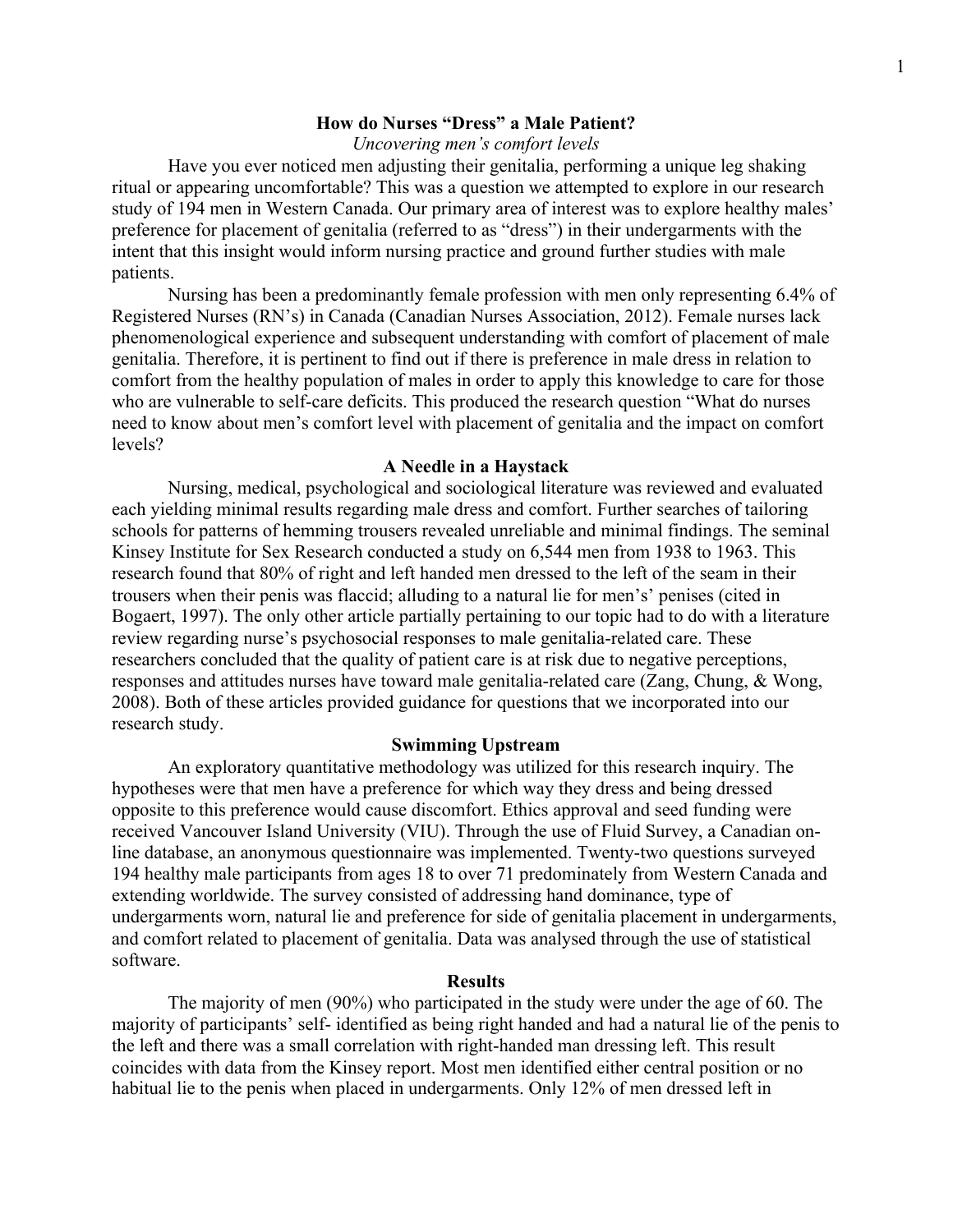# How do Nurses "Dress" a Male Patient?

*Uncovering men's comfort levels*

Have you ever noticed men adjusting their genitalia, performing a unique leg shaking ritual or appearing uncomfortable? This was a question we attempted to explore in our research study of 194 men in Western Canada. Our primary area of interest was to explore healthy males' preference for placement of genitalia (referred to as "dress") in their undergarments with the intent that this insight would inform nursing practice and ground further studies with male patients.

Nursing has been a predominantly female profession with men only representing 6.4% of Registered Nurses (RN's) in Canada (Canadian Nurses Association, 2012). Female nurses lack phenomenological experience and subsequent understanding with comfort of placement of male genitalia. Therefore, it is pertinent to find out if there is preference in male dress in relation to comfort from the healthy population of males in order to apply this knowledge to care for those who are vulnerable to self-care deficits. This produced the research question "What do nurses need to know about men's comfort level with placement of genitalia and the impact on comfort levels?

## A Needle in a Haystack

Nursing, medical, psychological and sociological literature was reviewed and evaluated each yielding minimal results regarding male dress and comfort. Further searches of tailoring schools for patterns of hemming trousers revealed unreliable and minimal findings. The seminal Kinsey Institute for Sex Research conducted a study on 6,544 men from 1938 to 1963. This research found that 80% of right and left handed men dressed to the left of the seam in their trousers when their penis was flaccid; alluding to a natural lie for men's' penises (cited in Bogaert, 1997). The only other article partially pertaining to our topic had to do with a literature review regarding nurse's psychosocial responses to male genitalia-related care. These researchers concluded that the quality of patient care is at risk due to negative perceptions, responses and attitudes nurses have toward male genitalia-related care (Zang, Chung, & Wong, 2008). Both of these articles provided guidance for questions that we incorporated into our research study.

## Swimming Upstream

An exploratory quantitative methodology was utilized for this research inquiry. The hypotheses were that men have a preference for which way they dress and being dressed opposite to this preference would cause discomfort. Ethics approval and seed funding were received Vancouver Island University (VIU). Through the use of Fluid Survey, a Canadian on-line database, an anonymous questionnaire was implemented. Twenty-two questions surveyed 194 healthy male participants from ages 18 to over 71 predominately from Western Canada and extending worldwide. The survey consisted of addressing hand dominance, type of undergarments worn, natural lie and preference for side of genitalia placement in undergarments, and comfort related to placement of genitalia. Data was analysed through the use of statistical software.

## Results

The majority of men (90%) who participated in the study were under the age of 60. The majority of participants' self- identified as being right handed and had a natural lie of the penis to the left and there was a small correlation with right-handed man dressing left. This result coincides with data from the Kinsey report. Most men identified either central position or no habitual lie to the penis when placed in undergarments. Only 12% of men dressed left in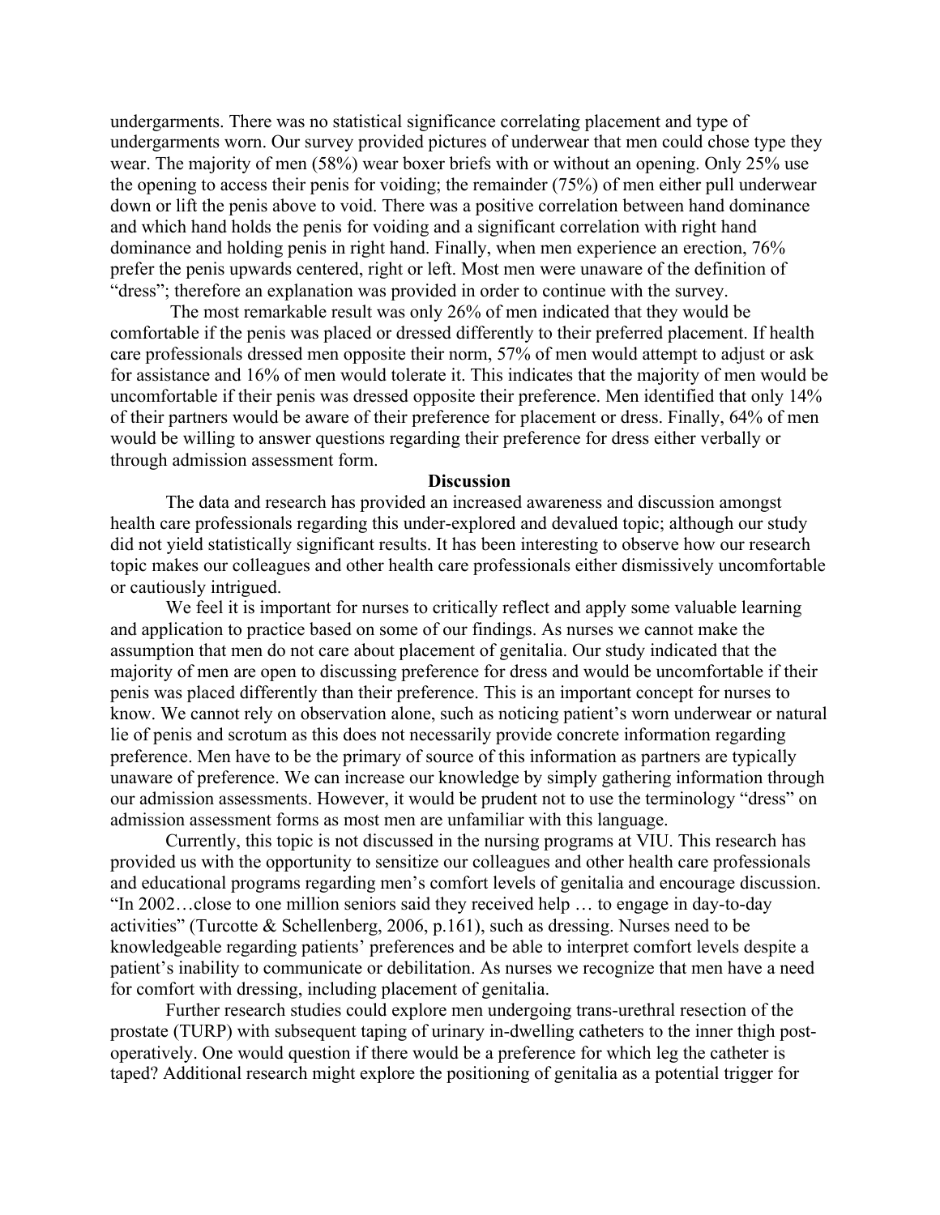undergarments. There was no statistical significance correlating placement and type of undergarments worn. Our survey provided pictures of underwear that men could chose type they wear. The majority of men (58%) wear boxer briefs with or without an opening. Only 25% use the opening to access their penis for voiding; the remainder (75%) of men either pull underwear down or lift the penis above to void. There was a positive correlation between hand dominance and which hand holds the penis for voiding and a significant correlation with right hand dominance and holding penis in right hand. Finally, when men experience an erection, 76% prefer the penis upwards centered, right or left. Most men were unaware of the definition of "dress"; therefore an explanation was provided in order to continue with the survey.

The most remarkable result was only 26% of men indicated that they would be comfortable if the penis was placed or dressed differently to their preferred placement. If health care professionals dressed men opposite their norm, 57% of men would attempt to adjust or ask for assistance and 16% of men would tolerate it. This indicates that the majority of men would be uncomfortable if their penis was dressed opposite their preference. Men identified that only 14% of their partners would be aware of their preference for placement or dress. Finally, 64% of men would be willing to answer questions regarding their preference for dress either verbally or through admission assessment form.

## Discussion

The data and research has provided an increased awareness and discussion amongst health care professionals regarding this under-explored and devalued topic; although our study did not yield statistically significant results. It has been interesting to observe how our research topic makes our colleagues and other health care professionals either dismissively uncomfortable or cautiously intrigued.

We feel it is important for nurses to critically reflect and apply some valuable learning and application to practice based on some of our findings. As nurses we cannot make the assumption that men do not care about placement of genitalia. Our study indicated that the majority of men are open to discussing preference for dress and would be uncomfortable if their penis was placed differently than their preference. This is an important concept for nurses to know. We cannot rely on observation alone, such as noticing patient's worn underwear or natural lie of penis and scrotum as this does not necessarily provide concrete information regarding preference. Men have to be the primary of source of this information as partners are typically unaware of preference. We can increase our knowledge by simply gathering information through our admission assessments. However, it would be prudent not to use the terminology "dress" on admission assessment forms as most men are unfamiliar with this language.

Currently, this topic is not discussed in the nursing programs at VIU. This research has provided us with the opportunity to sensitize our colleagues and other health care professionals and educational programs regarding men's comfort levels of genitalia and encourage discussion. "In 2002…close to one million seniors said they received help … to engage in day-to-day activities" (Turcotte & Schellenberg, 2006, p.161), such as dressing. Nurses need to be knowledgeable regarding patients' preferences and be able to interpret comfort levels despite a patient's inability to communicate or debilitation. As nurses we recognize that men have a need for comfort with dressing, including placement of genitalia.

Further research studies could explore men undergoing trans-urethral resection of the prostate (TURP) with subsequent taping of urinary in-dwelling catheters to the inner thigh post-operatively. One would question if there would be a preference for which leg the catheter is taped? Additional research might explore the positioning of genitalia as a potential trigger for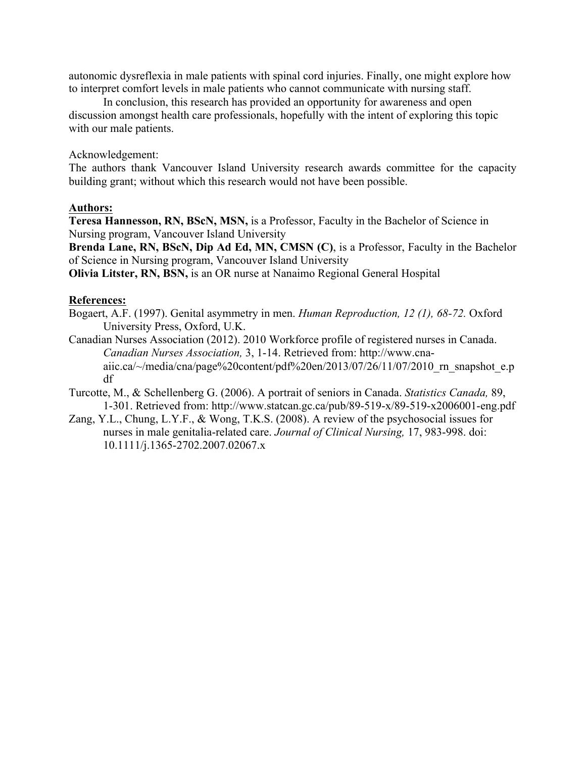autonomic dysreflexia in male patients with spinal cord injuries. Finally, one might explore how to interpret comfort levels in male patients who cannot communicate with nursing staff.

In conclusion, this research has provided an opportunity for awareness and open discussion amongst health care professionals, hopefully with the intent of exploring this topic with our male patients.

Acknowledgement:

The authors thank Vancouver Island University research awards committee for the capacity building grant; without which this research would not have been possible.

**Authors:**

**Teresa Hannesson, RN, BScN, MSN,** is a Professor, Faculty in the Bachelor of Science in Nursing program, Vancouver Island University

**Brenda Lane, RN, BScN, Dip Ad Ed, MN, CMSN (C)**, is a Professor, Faculty in the Bachelor of Science in Nursing program, Vancouver Island University

**Olivia Litster, RN, BSN,** is an OR nurse at Nanaimo Regional General Hospital

**References:**

Bogaert, A.F. (1997). Genital asymmetry in men. *Human Reproduction, 12 (1), 68-72.* Oxford University Press, Oxford, U.K.

Canadian Nurses Association (2012). 2010 Workforce profile of registered nurses in Canada. *Canadian Nurses Association,* 3, 1-14. Retrieved from: http://www.cna-aiic.ca/~/media/cna/page%20content/pdf%20en/2013/07/26/11/07/2010_rn_snapshot_e.pdf

Turcotte, M., & Schellenberg G. (2006). A portrait of seniors in Canada. *Statistics Canada,* 89, 1-301. Retrieved from: http://www.statcan.gc.ca/pub/89-519-x/89-519-x2006001-eng.pdf

Zang, Y.L., Chung, L.Y.F., & Wong, T.K.S. (2008). A review of the psychosocial issues for nurses in male genitalia-related care. *Journal of Clinical Nursing,* 17, 983-998. doi: 10.1111/j.1365-2702.2007.02067.x